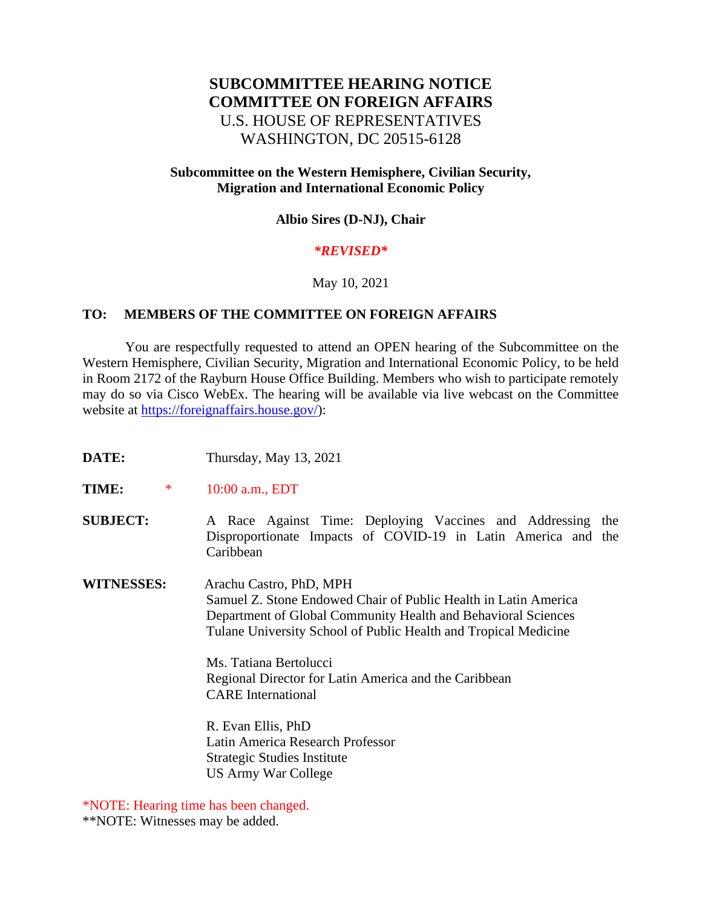# SUBCOMMITTEE HEARING NOTICE
# COMMITTEE ON FOREIGN AFFAIRS

U.S. HOUSE OF REPRESENTATIVES
WASHINGTON, DC 20515-6128

**Subcommittee on the Western Hemisphere, Civilian Security, Migration and International Economic Policy**

**Albio Sires (D-NJ), Chair**

***REVISED***

May 10, 2021

**TO: MEMBERS OF THE COMMITTEE ON FOREIGN AFFAIRS**

You are respectfully requested to attend an OPEN hearing of the Subcommittee on the Western Hemisphere, Civilian Security, Migration and International Economic Policy, to be held in Room 2172 of the Rayburn House Office Building. Members who wish to participate remotely may do so via Cisco WebEx. The hearing will be available via live webcast on the Committee website at https://foreignaffairs.house.gov/):

**DATE:** Thursday, May 13, 2021

**TIME:** * 10:00 a.m., EDT

**SUBJECT:** A Race Against Time: Deploying Vaccines and Addressing the Disproportionate Impacts of COVID-19 in Latin America and the Caribbean

**WITNESSES:**

Arachu Castro, PhD, MPH
Samuel Z. Stone Endowed Chair of Public Health in Latin America
Department of Global Community Health and Behavioral Sciences
Tulane University School of Public Health and Tropical Medicine

Ms. Tatiana Bertolucci
Regional Director for Latin America and the Caribbean
CARE International

R. Evan Ellis, PhD
Latin America Research Professor
Strategic Studies Institute
US Army War College

*NOTE: Hearing time has been changed.
**NOTE: Witnesses may be added.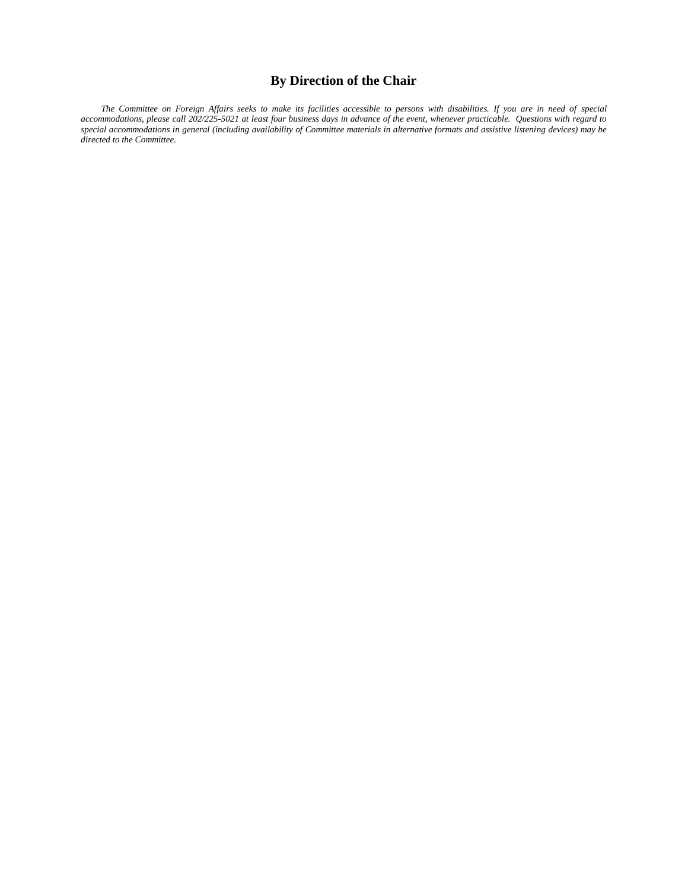## By Direction of the Chair

*The Committee on Foreign Affairs seeks to make its facilities accessible to persons with disabilities. If you are in need of special accommodations, please call 202/225-5021 at least four business days in advance of the event, whenever practicable. Questions with regard to special accommodations in general (including availability of Committee materials in alternative formats and assistive listening devices) may be directed to the Committee.*